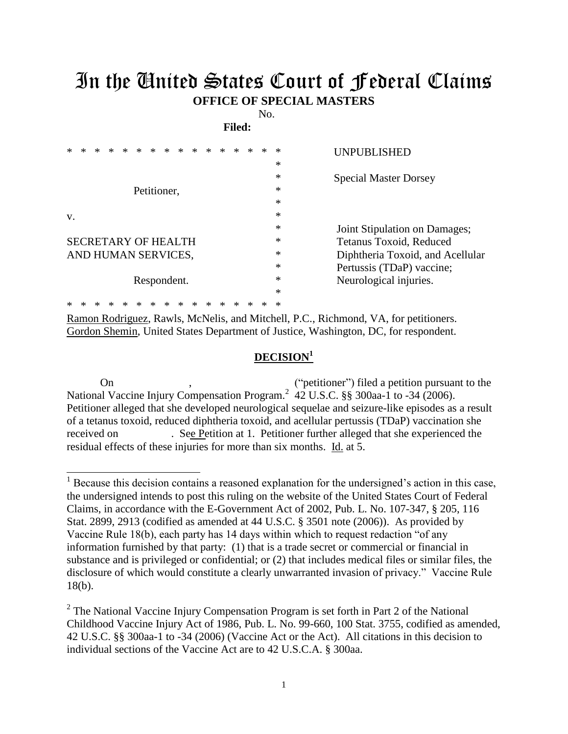# In the United States Court of Federal Claims

**OFFICE OF SPECIAL MASTERS**

No.

**Filed:**

| | |
|---|---|
| * * * * * * * * * * * * * * * * * * | UNPUBLISHED |
| * | |
| * | Special Master Dorsey |
| Petitioner, * | |
| * | |
| v. * | |
| * | Joint Stipulation on Damages; |
| SECRETARY OF HEALTH * | Tetanus Toxoid, Reduced |
| AND HUMAN SERVICES, * | Diphtheria Toxoid, and Acellular |
| * | Pertussis (TDaP) vaccine; |
| Respondent. * | Neurological injuries. |
| * | |
| * * * * * * * * * * * * * * * * * * | |

Ramon Rodriguez, Rawls, McNelis, and Mitchell, P.C., Richmond, VA, for petitioners.
Gordon Shemin, United States Department of Justice, Washington, DC, for respondent.

## DECISION[1]

On , ("petitioner") filed a petition pursuant to the National Vaccine Injury Compensation Program.[2] 42 U.S.C. §§ 300aa-1 to -34 (2006). Petitioner alleged that she developed neurological sequelae and seizure-like episodes as a result of a tetanus toxoid, reduced diphtheria toxoid, and acellular pertussis (TDaP) vaccination she received on . See Petition at 1. Petitioner further alleged that she experienced the residual effects of these injuries for more than six months. Id. at 5.

---

[1] Because this decision contains a reasoned explanation for the undersigned's action in this case, the undersigned intends to post this ruling on the website of the United States Court of Federal Claims, in accordance with the E-Government Act of 2002, Pub. L. No. 107-347, § 205, 116 Stat. 2899, 2913 (codified as amended at 44 U.S.C. § 3501 note (2006)). As provided by Vaccine Rule 18(b), each party has 14 days within which to request redaction "of any information furnished by that party: (1) that is a trade secret or commercial or financial in substance and is privileged or confidential; or (2) that includes medical files or similar files, the disclosure of which would constitute a clearly unwarranted invasion of privacy." Vaccine Rule 18(b).

[2] The National Vaccine Injury Compensation Program is set forth in Part 2 of the National Childhood Vaccine Injury Act of 1986, Pub. L. No. 99-660, 100 Stat. 3755, codified as amended, 42 U.S.C. §§ 300aa-1 to -34 (2006) (Vaccine Act or the Act). All citations in this decision to individual sections of the Vaccine Act are to 42 U.S.C.A. § 300aa.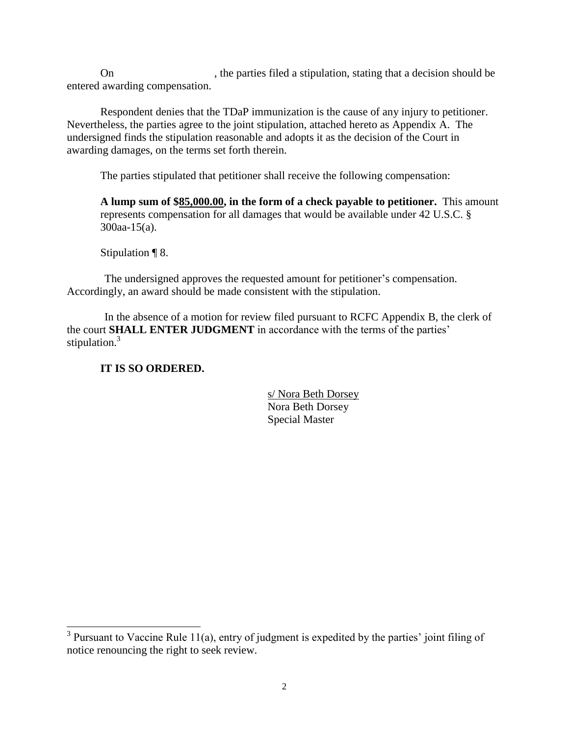On , the parties filed a stipulation, stating that a decision should be entered awarding compensation.

Respondent denies that the TDaP immunization is the cause of any injury to petitioner. Nevertheless, the parties agree to the joint stipulation, attached hereto as Appendix A. The undersigned finds the stipulation reasonable and adopts it as the decision of the Court in awarding damages, on the terms set forth therein.

The parties stipulated that petitioner shall receive the following compensation:

> **A lump sum of $85,000.00, in the form of a check payable to petitioner.** This amount represents compensation for all damages that would be available under 42 U.S.C. § 300aa-15(a).
>
> Stipulation ¶ 8.

The undersigned approves the requested amount for petitioner's compensation. Accordingly, an award should be made consistent with the stipulation.

In the absence of a motion for review filed pursuant to RCFC Appendix B, the clerk of the court **SHALL ENTER JUDGMENT** in accordance with the terms of the parties' stipulation.[3]

**IT IS SO ORDERED.**

s/ Nora Beth Dorsey
Nora Beth Dorsey
Special Master

---

[3] Pursuant to Vaccine Rule 11(a), entry of judgment is expedited by the parties' joint filing of notice renouncing the right to seek review.